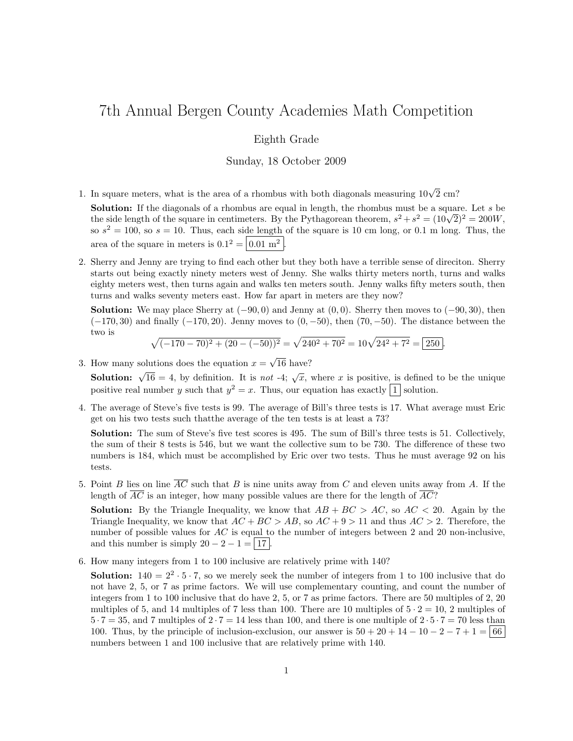# 7th Annual Bergen County Academies Math Competition

Eighth Grade

Sunday, 18 October 2009

1. In square meters, what is the area of a rhombus with both diagonals measuring $10\sqrt{2}$ cm?

   **Solution:** If the diagonals of a rhombus are equal in length, the rhombus must be a square. Let $s$ be the side length of the square in centimeters. By the Pythagorean theorem, $s^2 + s^2 = (10\sqrt{2})^2 = 200W$, so $s^2 = 100$, so $s = 10$. Thus, each side length of the square is 10 cm long, or 0.1 m long. Thus, the area of the square in meters is $0.1^2 = \boxed{0.01 \text{ m}^2}$.

2. Sherry and Jenny are trying to find each other but they both have a terrible sense of direciton. Sherry starts out being exactly ninety meters west of Jenny. She walks thirty meters north, turns and walks eighty meters west, then turns again and walks ten meters south. Jenny walks fifty meters south, then turns and walks seventy meters east. How far apart in meters are they now?

   **Solution:** We may place Sherry at $(-90, 0)$ and Jenny at $(0, 0)$. Sherry then moves to $(-90, 30)$, then $(-170, 30)$ and finally $(-170, 20)$. Jenny moves to $(0, -50)$, then $(70, -50)$. The distance between the two is
   $$\sqrt{(-170-70)^2 + (20-(-50))^2} = \sqrt{240^2 + 70^2} = 10\sqrt{24^2 + 7^2} = \boxed{250}.$$

3. How many solutions does the equation $x = \sqrt{16}$ have?

   **Solution:** $\sqrt{16} = 4$, by definition. It is *not* -4; $\sqrt{x}$, where $x$ is positive, is defined to be the unique positive real number $y$ such that $y^2 = x$. Thus, our equation has exactly $\boxed{1}$ solution.

4. The average of Steve's five tests is 99. The average of Bill's three tests is 17. What average must Eric get on his two tests such thatthe average of the ten tests is at least a 73?

   **Solution:** The sum of Steve's five test scores is 495. The sum of Bill's three tests is 51. Collectively, the sum of their 8 tests is 546, but we want the collective sum to be 730. The difference of these two numbers is 184, which must be accomplished by Eric over two tests. Thus he must average 92 on his tests.

5. Point $B$ lies on line $\overline{AC}$ such that $B$ is nine units away from $C$ and eleven units away from $A$. If the length of $\overline{AC}$ is an integer, how many possible values are there for the length of $\overline{AC}$?

   **Solution:** By the Triangle Inequality, we know that $AB + BC > AC$, so $AC < 20$. Again by the Triangle Inequality, we know that $AC + BC > AB$, so $AC + 9 > 11$ and thus $AC > 2$. Therefore, the number of possible values for $AC$ is equal to the number of integers between 2 and 20 non-inclusive, and this number is simply $20 - 2 - 1 = \boxed{17}$.

6. How many integers from 1 to 100 inclusive are relatively prime with 140?

   **Solution:** $140 = 2^2 \cdot 5 \cdot 7$, so we merely seek the number of integers from 1 to 100 inclusive that do not have 2, 5, or 7 as prime factors. We will use complementary counting, and count the number of integers from 1 to 100 inclusive that do have 2, 5, or 7 as prime factors. There are 50 multiples of 2, 20 multiples of 5, and 14 multiples of 7 less than 100. There are 10 multiples of $5 \cdot 2 = 10$, 2 multiples of $5 \cdot 7 = 35$, and 7 multiples of $2 \cdot 7 = 14$ less than 100, and there is one multiple of $2 \cdot 5 \cdot 7 = 70$ less than 100. Thus, by the principle of inclusion-exclusion, our answer is $50 + 20 + 14 - 10 - 2 - 7 + 1 = \boxed{66}$ numbers between 1 and 100 inclusive that are relatively prime with 140.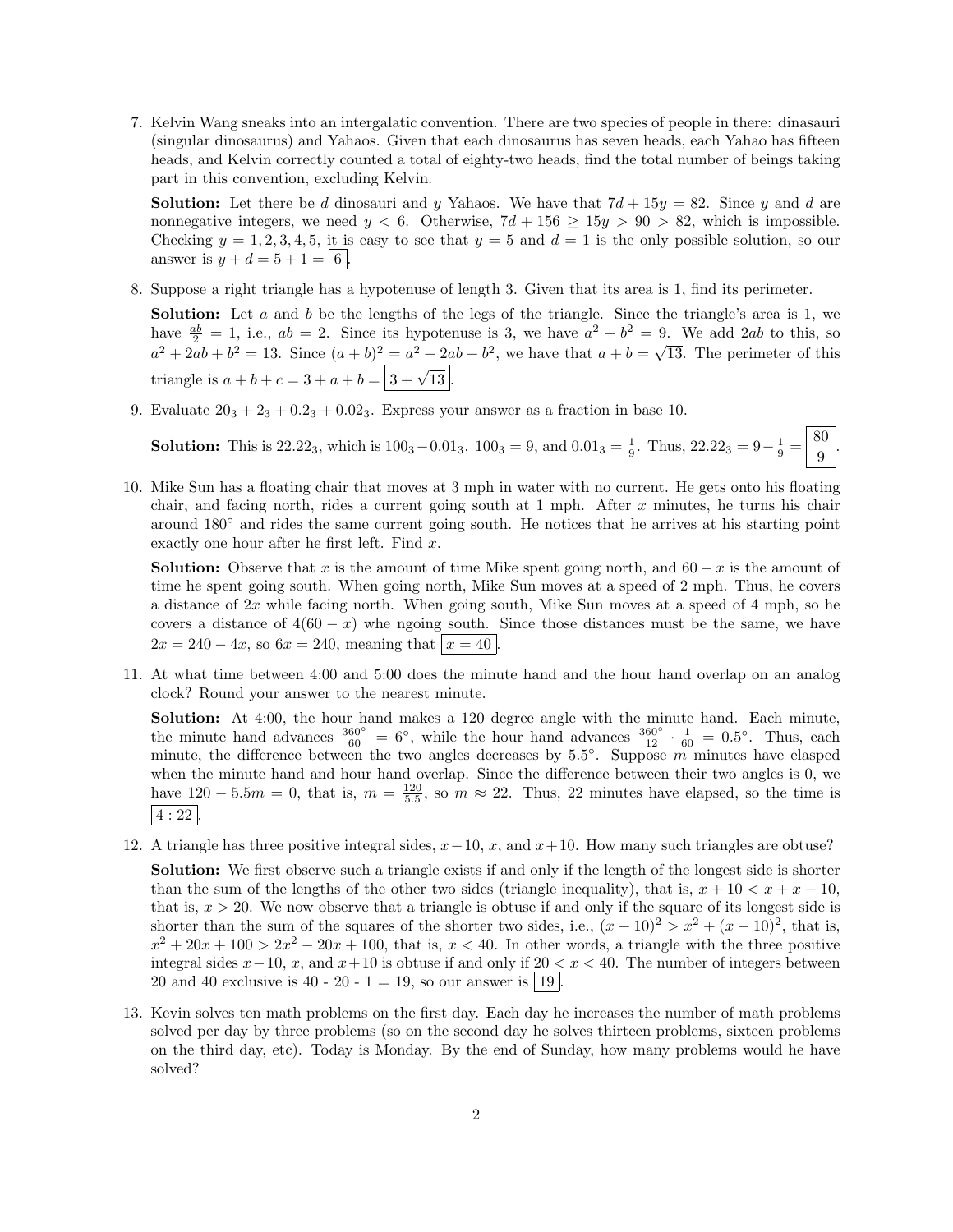7. Kelvin Wang sneaks into an intergalatic convention. There are two species of people in there: dinasauri (singular dinosaurus) and Yahaos. Given that each dinosaurus has seven heads, each Yahao has fifteen heads, and Kelvin correctly counted a total of eighty-two heads, find the total number of beings taking part in this convention, excluding Kelvin.

   **Solution:** Let there be $d$ dinosauri and $y$ Yahaos. We have that $7d + 15y = 82$. Since $y$ and $d$ are nonnegative integers, we need $y < 6$. Otherwise, $7d + 156 \geq 15y > 90 > 82$, which is impossible. Checking $y = 1, 2, 3, 4, 5$, it is easy to see that $y = 5$ and $d = 1$ is the only possible solution, so our answer is $y + d = 5 + 1 = \boxed{6}$.

8. Suppose a right triangle has a hypotenuse of length 3. Given that its area is 1, find its perimeter.

   **Solution:** Let $a$ and $b$ be the lengths of the legs of the triangle. Since the triangle's area is 1, we have $\frac{ab}{2} = 1$, i.e., $ab = 2$. Since its hypotenuse is 3, we have $a^2 + b^2 = 9$. We add $2ab$ to this, so $a^2 + 2ab + b^2 = 13$. Since $(a + b)^2 = a^2 + 2ab + b^2$, we have that $a + b = \sqrt{13}$. The perimeter of this triangle is $a + b + c = 3 + a + b = \boxed{3 + \sqrt{13}}$.

9. Evaluate $20_3 + 2_3 + 0.2_3 + 0.02_3$. Express your answer as a fraction in base 10.

   **Solution:** This is $22.22_3$, which is $100_3 - 0.01_3$. $100_3 = 9$, and $0.01_3 = \frac{1}{9}$. Thus, $22.22_3 = 9 - \frac{1}{9} = \boxed{\frac{80}{9}}$.

10. Mike Sun has a floating chair that moves at 3 mph in water with no current. He gets onto his floating chair, and facing north, rides a current going south at 1 mph. After $x$ minutes, he turns his chair around $180°$ and rides the same current going south. He notices that he arrives at his starting point exactly one hour after he first left. Find $x$.

    **Solution:** Observe that $x$ is the amount of time Mike spent going north, and $60 - x$ is the amount of time he spent going south. When going north, Mike Sun moves at a speed of 2 mph. Thus, he covers a distance of $2x$ while facing north. When going south, Mike Sun moves at a speed of 4 mph, so he covers a distance of $4(60 - x)$ whe ngoing south. Since those distances must be the same, we have $2x = 240 - 4x$, so $6x = 240$, meaning that $\boxed{x = 40}$.

11. At what time between 4:00 and 5:00 does the minute hand and the hour hand overlap on an analog clock? Round your answer to the nearest minute.

    **Solution:** At 4:00, the hour hand makes a 120 degree angle with the minute hand. Each minute, the minute hand advances $\frac{360°}{60} = 6°$, while the hour hand advances $\frac{360°}{12} \cdot \frac{1}{60} = 0.5°$. Thus, each minute, the difference between the two angles decreases by $5.5°$. Suppose $m$ minutes have elasped when the minute hand and hour hand overlap. Since the difference between their two angles is 0, we have $120 - 5.5m = 0$, that is, $m = \frac{120}{5.5}$, so $m \approx 22$. Thus, 22 minutes have elapsed, so the time is $\boxed{4:22}$.

12. A triangle has three positive integral sides, $x - 10$, $x$, and $x + 10$. How many such triangles are obtuse?

    **Solution:** We first observe such a triangle exists if and only if the length of the longest side is shorter than the sum of the lengths of the other two sides (triangle inequality), that is, $x + 10 < x + x - 10$, that is, $x > 20$. We now observe that a triangle is obtuse if and only if the square of its longest side is shorter than the sum of the squares of the shorter two sides, i.e., $(x + 10)^2 > x^2 + (x - 10)^2$, that is, $x^2 + 20x + 100 > 2x^2 - 20x + 100$, that is, $x < 40$. In other words, a triangle with the three positive integral sides $x - 10$, $x$, and $x + 10$ is obtuse if and only if $20 < x < 40$. The number of integers between 20 and 40 exclusive is 40 - 20 - 1 = 19, so our answer is $\boxed{19}$.

13. Kevin solves ten math problems on the first day. Each day he increases the number of math problems solved per day by three problems (so on the second day he solves thirteen problems, sixteen problems on the third day, etc). Today is Monday. By the end of Sunday, how many problems would he have solved?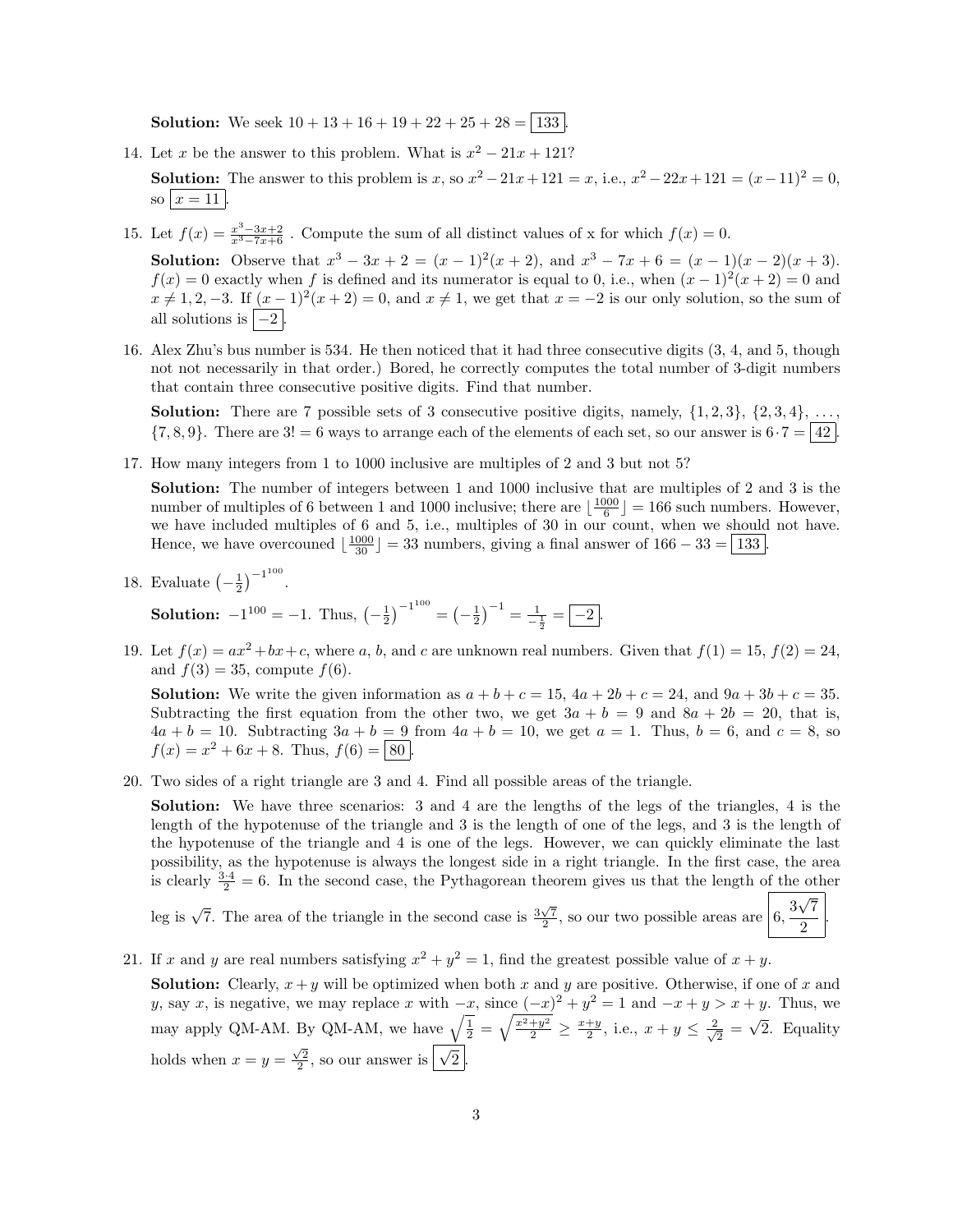**Solution:** We seek $10 + 13 + 16 + 19 + 22 + 25 + 28 = \boxed{133}$.

14. Let $x$ be the answer to this problem. What is $x^2 - 21x + 121$?

    **Solution:** The answer to this problem is $x$, so $x^2 - 21x + 121 = x$, i.e., $x^2 - 22x + 121 = (x-11)^2 = 0$, so $\boxed{x = 11}$.

15. Let $f(x) = \frac{x^3-3x+2}{x^3-7x+6}$ . Compute the sum of all distinct values of x for which $f(x) = 0$.

    **Solution:** Observe that $x^3 - 3x + 2 = (x-1)^2(x+2)$, and $x^3 - 7x + 6 = (x-1)(x-2)(x+3)$. $f(x) = 0$ exactly when $f$ is defined and its numerator is equal to 0, i.e., when $(x-1)^2(x+2) = 0$ and $x \neq 1, 2, -3$. If $(x-1)^2(x+2) = 0$, and $x \neq 1$, we get that $x = -2$ is our only solution, so the sum of all solutions is $\boxed{-2}$.

16. Alex Zhu's bus number is 534. He then noticed that it had three consecutive digits (3, 4, and 5, though not not necessarily in that order.) Bored, he correctly computes the total number of 3-digit numbers that contain three consecutive positive digits. Find that number.

    **Solution:** There are 7 possible sets of 3 consecutive positive digits, namely, $\{1, 2, 3\}$, $\{2, 3, 4\}$, $\dots$, $\{7, 8, 9\}$. There are $3! = 6$ ways to arrange each of the elements of each set, so our answer is $6 \cdot 7 = \boxed{42}$.

17. How many integers from 1 to 1000 inclusive are multiples of 2 and 3 but not 5?

    **Solution:** The number of integers between 1 and 1000 inclusive that are multiples of 2 and 3 is the number of multiples of 6 between 1 and 1000 inclusive; there are $\lfloor \frac{1000}{6} \rfloor = 166$ such numbers. However, we have included multiples of 6 and 5, i.e., multiples of 30 in our count, when we should not have. Hence, we have overcouned $\lfloor \frac{1000}{30} \rfloor = 33$ numbers, giving a final answer of $166 - 33 = \boxed{133}$.

18. Evaluate $\left(-\frac{1}{2}\right)^{-1^{100}}$.

    **Solution:** $-1^{100} = -1$. Thus, $\left(-\frac{1}{2}\right)^{-1^{100}} = \left(-\frac{1}{2}\right)^{-1} = \frac{1}{-\frac{1}{2}} = \boxed{-2}$.

19. Let $f(x) = ax^2 + bx + c$, where $a$, $b$, and $c$ are unknown real numbers. Given that $f(1) = 15$, $f(2) = 24$, and $f(3) = 35$, compute $f(6)$.

    **Solution:** We write the given information as $a + b + c = 15$, $4a + 2b + c = 24$, and $9a + 3b + c = 35$. Subtracting the first equation from the other two, we get $3a + b = 9$ and $8a + 2b = 20$, that is, $4a + b = 10$. Subtracting $3a + b = 9$ from $4a + b = 10$, we get $a = 1$. Thus, $b = 6$, and $c = 8$, so $f(x) = x^2 + 6x + 8$. Thus, $f(6) = \boxed{80}$.

20. Two sides of a right triangle are 3 and 4. Find all possible areas of the triangle.

    **Solution:** We have three scenarios: 3 and 4 are the lengths of the legs of the triangles, 4 is the length of the hypotenuse of the triangle and 3 is the length of one of the legs, and 3 is the length of the hypotenuse of the triangle and 4 is one of the legs. However, we can quickly eliminate the last possibility, as the hypotenuse is always the longest side in a right triangle. In the first case, the area is clearly $\frac{3 \cdot 4}{2} = 6$. In the second case, the Pythagorean theorem gives us that the length of the other leg is $\sqrt{7}$. The area of the triangle in the second case is $\frac{3\sqrt{7}}{2}$, so our two possible areas are $\boxed{6, \frac{3\sqrt{7}}{2}}$.

21. If $x$ and $y$ are real numbers satisfying $x^2 + y^2 = 1$, find the greatest possible value of $x + y$.

    **Solution:** Clearly, $x + y$ will be optimized when both $x$ and $y$ are positive. Otherwise, if one of $x$ and $y$, say $x$, is negative, we may replace $x$ with $-x$, since $(-x)^2 + y^2 = 1$ and $-x + y > x + y$. Thus, we may apply QM-AM. By QM-AM, we have $\sqrt{\frac{1}{2}} = \sqrt{\frac{x^2+y^2}{2}} \geq \frac{x+y}{2}$, i.e., $x + y \leq \frac{2}{\sqrt{2}} = \sqrt{2}$. Equality holds when $x = y = \frac{\sqrt{2}}{2}$, so our answer is $\boxed{\sqrt{2}}$.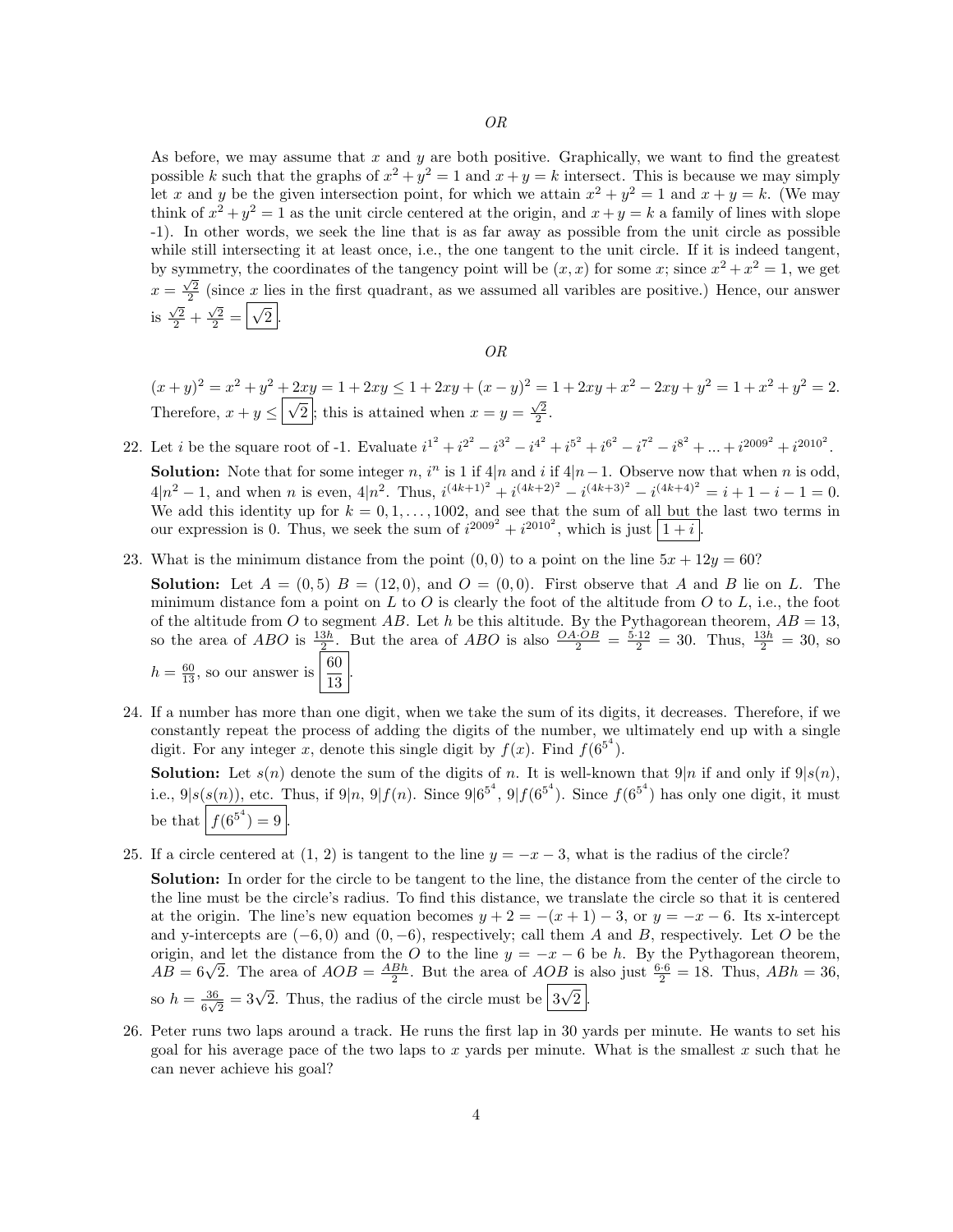*OR*

As before, we may assume that $x$ and $y$ are both positive. Graphically, we want to find the greatest possible $k$ such that the graphs of $x^2 + y^2 = 1$ and $x + y = k$ intersect. This is because we may simply let $x$ and $y$ be the given intersection point, for which we attain $x^2 + y^2 = 1$ and $x + y = k$. (We may think of $x^2 + y^2 = 1$ as the unit circle centered at the origin, and $x + y = k$ a family of lines with slope -1). In other words, we seek the line that is as far away as possible from the unit circle as possible while still intersecting it at least once, i.e., the one tangent to the unit circle. If it is indeed tangent, by symmetry, the coordinates of the tangency point will be $(x, x)$ for some $x$; since $x^2 + x^2 = 1$, we get $x = \frac{\sqrt{2}}{2}$ (since $x$ lies in the first quadrant, as we assumed all varibles are positive.) Hence, our answer is $\frac{\sqrt{2}}{2} + \frac{\sqrt{2}}{2} = \boxed{\sqrt{2}}$.

*OR*

$(x+y)^2 = x^2 + y^2 + 2xy = 1 + 2xy \leq 1 + 2xy + (x-y)^2 = 1 + 2xy + x^2 - 2xy + y^2 = 1 + x^2 + y^2 = 2$. Therefore, $x + y \leq \boxed{\sqrt{2}}$; this is attained when $x = y = \frac{\sqrt{2}}{2}$.

22. Let $i$ be the square root of -1. Evaluate $i^{1^2} + i^{2^2} - i^{3^2} - i^{4^2} + i^{5^2} + i^{6^2} - i^{7^2} - i^{8^2} + ... + i^{2009^2} + i^{2010^2}$.

    **Solution:** Note that for some integer $n$, $i^n$ is 1 if $4|n$ and $i$ if $4|n-1$. Observe now that when $n$ is odd, $4|n^2 - 1$, and when $n$ is even, $4|n^2$. Thus, $i^{(4k+1)^2} + i^{(4k+2)^2} - i^{(4k+3)^2} - i^{(4k+4)^2} = i + 1 - i - 1 = 0$. We add this identity up for $k = 0, 1, \ldots, 1002$, and see that the sum of all but the last two terms in our expression is 0. Thus, we seek the sum of $i^{2009^2} + i^{2010^2}$, which is just $\boxed{1+i}$.

23. What is the minimum distance from the point $(0, 0)$ to a point on the line $5x + 12y = 60$?

    **Solution:** Let $A = (0, 5)$ $B = (12, 0)$, and $O = (0, 0)$. First observe that $A$ and $B$ lie on $L$. The minimum distance fom a point on $L$ to $O$ is clearly the foot of the altitude from $O$ to $L$, i.e., the foot of the altitude from $O$ to segment $AB$. Let $h$ be this altitude. By the Pythagorean theorem, $AB = 13$, so the area of $ABO$ is $\frac{13h}{2}$. But the area of $ABO$ is also $\frac{OA \cdot OB}{2} = \frac{5 \cdot 12}{2} = 30$. Thus, $\frac{13h}{2} = 30$, so $h = \frac{60}{13}$, so our answer is $\boxed{\frac{60}{13}}$.

24. If a number has more than one digit, when we take the sum of its digits, it decreases. Therefore, if we constantly repeat the process of adding the digits of the number, we ultimately end up with a single digit. For any integer $x$, denote this single digit by $f(x)$. Find $f(6^{5^4})$.

    **Solution:** Let $s(n)$ denote the sum of the digits of $n$. It is well-known that $9|n$ if and only if $9|s(n)$, i.e., $9|s(s(n))$, etc. Thus, if $9|n$, $9|f(n)$. Since $9|6^{5^4}$, $9|f(6^{5^4})$. Since $f(6^{5^4})$ has only one digit, it must be that $\boxed{f(6^{5^4}) = 9}$.

25. If a circle centered at (1, 2) is tangent to the line $y = -x - 3$, what is the radius of the circle?

    **Solution:** In order for the circle to be tangent to the line, the distance from the center of the circle to the line must be the circle's radius. To find this distance, we translate the circle so that it is centered at the origin. The line's new equation becomes $y + 2 = -(x + 1) - 3$, or $y = -x - 6$. Its x-intercept and y-intercepts are $(-6, 0)$ and $(0, -6)$, respectively; call them $A$ and $B$, respectively. Let $O$ be the origin, and let the distance from the $O$ to the line $y = -x - 6$ be $h$. By the Pythagorean theorem, $AB = 6\sqrt{2}$. The area of $AOB = \frac{ABh}{2}$. But the area of $AOB$ is also just $\frac{6 \cdot 6}{2} = 18$. Thus, $ABh = 36$, so $h = \frac{36}{6\sqrt{2}} = 3\sqrt{2}$. Thus, the radius of the circle must be $\boxed{3\sqrt{2}}$.

26. Peter runs two laps around a track. He runs the first lap in 30 yards per minute. He wants to set his goal for his average pace of the two laps to $x$ yards per minute. What is the smallest $x$ such that he can never achieve his goal?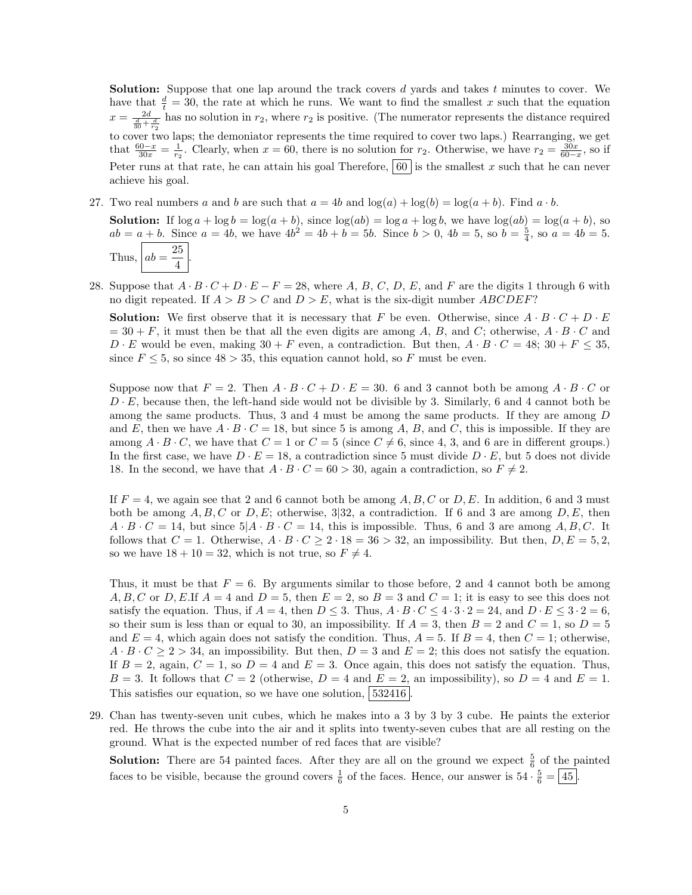**Solution:** Suppose that one lap around the track covers $d$ yards and takes $t$ minutes to cover. We have that $\frac{d}{t} = 30$, the rate at which he runs. We want to find the smallest $x$ such that the equation $x = \frac{2d}{\frac{d}{30}+\frac{d}{r_2}}$ has no solution in $r_2$, where $r_2$ is positive. (The numerator represents the distance required to cover two laps; the demoniator represents the time required to cover two laps.) Rearranging, we get that $\frac{60-x}{30x} = \frac{1}{r_2}$. Clearly, when $x = 60$, there is no solution for $r_2$. Otherwise, we have $r_2 = \frac{30x}{60-x}$, so if Peter runs at that rate, he can attain his goal Therefore, $\boxed{60}$ is the smallest $x$ such that he can never achieve his goal.

27. Two real numbers $a$ and $b$ are such that $a = 4b$ and $\log(a) + \log(b) = \log(a + b)$. Find $a \cdot b$.

    **Solution:** If $\log a + \log b = \log(a + b)$, since $\log(ab) = \log a + \log b$, we have $\log(ab) = \log(a + b)$, so $ab = a + b$. Since $a = 4b$, we have $4b^2 = 4b + b = 5b$. Since $b > 0$, $4b = 5$, so $b = \frac{5}{4}$, so $a = 4b = 5$. Thus, $\boxed{ab = \frac{25}{4}}$.

28. Suppose that $A \cdot B \cdot C + D \cdot E - F = 28$, where $A$, $B$, $C$, $D$, $E$, and $F$ are the digits 1 through 6 with no digit repeated. If $A > B > C$ and $D > E$, what is the six-digit number $ABCDEF$?

    **Solution:** We first observe that it is necessary that $F$ be even. Otherwise, since $A \cdot B \cdot C + D \cdot E$ $= 30 + F$, it must then be that all the even digits are among $A$, $B$, and $C$; otherwise, $A \cdot B \cdot C$ and $D \cdot E$ would be even, making $30 + F$ even, a contradiction. But then, $A \cdot B \cdot C = 48$; $30 + F \leq 35$, since $F \leq 5$, so since $48 > 35$, this equation cannot hold, so $F$ must be even.

    Suppose now that $F = 2$. Then $A \cdot B \cdot C + D \cdot E = 30$. 6 and 3 cannot both be among $A \cdot B \cdot C$ or $D \cdot E$, because then, the left-hand side would not be divisible by 3. Similarly, 6 and 4 cannot both be among the same products. Thus, 3 and 4 must be among the same products. If they are among $D$ and $E$, then we have $A \cdot B \cdot C = 18$, but since 5 is among $A$, $B$, and $C$, this is impossible. If they are among $A \cdot B \cdot C$, we have that $C = 1$ or $C = 5$ (since $C \neq 6$, since 4, 3, and 6 are in different groups.) In the first case, we have $D \cdot E = 18$, a contradiction since 5 must divide $D \cdot E$, but 5 does not divide 18. In the second, we have that $A \cdot B \cdot C = 60 > 30$, again a contradiction, so $F \neq 2$.

    If $F = 4$, we again see that 2 and 6 cannot both be among $A, B, C$ or $D, E$. In addition, 6 and 3 must both be among $A, B, C$ or $D, E$; otherwise, $3|32$, a contradiction. If 6 and 3 are among $D, E$, then $A \cdot B \cdot C = 14$, but since $5|A \cdot B \cdot C = 14$, this is impossible. Thus, 6 and 3 are among $A, B, C$. It follows that $C = 1$. Otherwise, $A \cdot B \cdot C \geq 2 \cdot 18 = 36 > 32$, an impossibility. But then, $D, E = 5, 2$, so we have $18 + 10 = 32$, which is not true, so $F \neq 4$.

    Thus, it must be that $F = 6$. By arguments similar to those before, 2 and 4 cannot both be among $A, B, C$ or $D, E$.If $A = 4$ and $D = 5$, then $E = 2$, so $B = 3$ and $C = 1$; it is easy to see this does not satisfy the equation. Thus, if $A = 4$, then $D \leq 3$. Thus, $A \cdot B \cdot C \leq 4 \cdot 3 \cdot 2 = 24$, and $D \cdot E \leq 3 \cdot 2 = 6$, so their sum is less than or equal to 30, an impossibility. If $A = 3$, then $B = 2$ and $C = 1$, so $D = 5$ and $E = 4$, which again does not satisfy the condition. Thus, $A = 5$. If $B = 4$, then $C = 1$; otherwise, $A \cdot B \cdot C \geq 2 > 34$, an impossibility. But then, $D = 3$ and $E = 2$; this does not satisfy the equation. If $B = 2$, again, $C = 1$, so $D = 4$ and $E = 3$. Once again, this does not satisfy the equation. Thus, $B = 3$. It follows that $C = 2$ (otherwise, $D = 4$ and $E = 2$, an impossibility), so $D = 4$ and $E = 1$. This satisfies our equation, so we have one solution, $\boxed{532416}$.

29. Chan has twenty-seven unit cubes, which he makes into a 3 by 3 by 3 cube. He paints the exterior red. He throws the cube into the air and it splits into twenty-seven cubes that are all resting on the ground. What is the expected number of red faces that are visible?

    **Solution:** There are 54 painted faces. After they are all on the ground we expect $\frac{5}{6}$ of the painted faces to be visible, because the ground covers $\frac{1}{6}$ of the faces. Hence, our answer is $54 \cdot \frac{5}{6} = \boxed{45}$.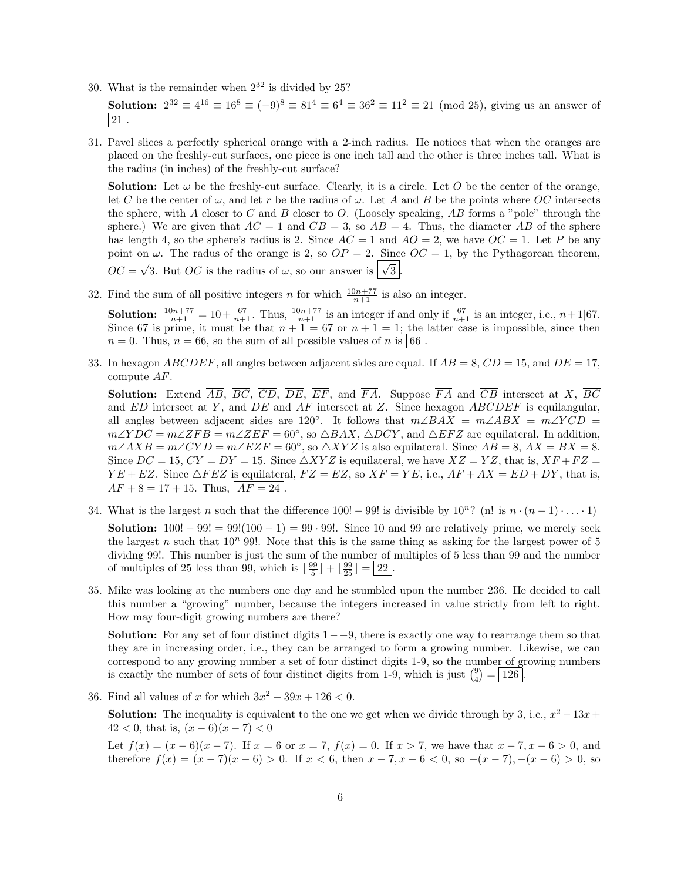30. What is the remainder when $2^{32}$ is divided by 25?

    **Solution:** $2^{32} \equiv 4^{16} \equiv 16^8 \equiv (-9)^8 \equiv 81^4 \equiv 6^4 \equiv 36^2 \equiv 11^2 \equiv 21 \pmod{25}$, giving us an answer of $\boxed{21}$.

31. Pavel slices a perfectly spherical orange with a 2-inch radius. He notices that when the oranges are placed on the freshly-cut surfaces, one piece is one inch tall and the other is three inches tall. What is the radius (in inches) of the freshly-cut surface?

    **Solution:** Let $\omega$ be the freshly-cut surface. Clearly, it is a circle. Let $O$ be the center of the orange, let $C$ be the center of $\omega$, and let $r$ be the radius of $\omega$. Let $A$ and $B$ be the points where $OC$ intersects the sphere, with $A$ closer to $C$ and $B$ closer to $O$. (Loosely speaking, $AB$ forms a "pole" through the sphere.) We are given that $AC = 1$ and $CB = 3$, so $AB = 4$. Thus, the diameter $AB$ of the sphere has length 4, so the sphere's radius is 2. Since $AC = 1$ and $AO = 2$, we have $OC = 1$. Let $P$ be any point on $\omega$. The radus of the orange is 2, so $OP = 2$. Since $OC = 1$, by the Pythagorean theorem, $OC = \sqrt{3}$. But $OC$ is the radius of $\omega$, so our answer is $\boxed{\sqrt{3}}$.

32. Find the sum of all positive integers $n$ for which $\frac{10n+77}{n+1}$ is also an integer.

    **Solution:** $\frac{10n+77}{n+1} = 10 + \frac{67}{n+1}$. Thus, $\frac{10n+77}{n+1}$ is an integer if and only if $\frac{67}{n+1}$ is an integer, i.e., $n+1|67$. Since 67 is prime, it must be that $n+1 = 67$ or $n+1 = 1$; the latter case is impossible, since then $n = 0$. Thus, $n = 66$, so the sum of all possible values of $n$ is $\boxed{66}$.

33. In hexagon $ABCDEF$, all angles between adjacent sides are equal. If $AB = 8$, $CD = 15$, and $DE = 17$, compute $AF$.

    **Solution:** Extend $\overline{AB}$, $\overline{BC}$, $\overline{CD}$, $\overline{DE}$, $\overline{EF}$, and $\overline{FA}$. Suppose $\overline{FA}$ and $\overline{CB}$ intersect at $X$, $\overline{BC}$ and $\overline{ED}$ intersect at $Y$, and $\overline{DE}$ and $\overline{AF}$ intersect at $Z$. Since hexagon $ABCDEF$ is equilangular, all angles between adjacent sides are $120^\circ$. It follows that $m\angle BAX = m\angle ABX = m\angle YCD = m\angle YDC = m\angle ZFB = m\angle ZEF = 60^\circ$, so $\triangle BAX$, $\triangle DCY$, and $\triangle EFZ$ are equilateral. In addition, $m\angle AXB = m\angle CYD = m\angle EZF = 60^\circ$, so $\triangle XYZ$ is also equilateral. Since $AB = 8$, $AX = BX = 8$. Since $DC = 15$, $CY = DY = 15$. Since $\triangle XYZ$ is equilateral, we have $XZ = YZ$, that is, $XF + FZ = YE + EZ$. Since $\triangle FEZ$ is equilateral, $FZ = EZ$, so $XF = YE$, i.e., $AF + AX = ED + DY$, that is, $AF + 8 = 17 + 15$. Thus, $\boxed{AF = 24}$.

34. What is the largest $n$ such that the difference $100! - 99!$ is divisible by $10^n$? ($n!$ is $n \cdot (n-1) \cdot \ldots \cdot 1$)

    **Solution:** $100! - 99! = 99!(100 - 1) = 99 \cdot 99!$. Since 10 and 99 are relatively prime, we merely seek the largest $n$ such that $10^n | 99!$. Note that this is the same thing as asking for the largest power of 5 dividng $99!$. This number is just the sum of the number of multiples of 5 less than 99 and the number of multiples of 25 less than 99, which is $\lfloor \frac{99}{5} \rfloor + \lfloor \frac{99}{25} \rfloor = \boxed{22}$.

35. Mike was looking at the numbers one day and he stumbled upon the number 236. He decided to call this number a "growing" number, because the integers increased in value strictly from left to right. How may four-digit growing numbers are there?

    **Solution:** For any set of four distinct digits $1--9$, there is exactly one way to rearrange them so that they are in increasing order, i.e., they can be arranged to form a growing number. Likewise, we can correspond to any growing number a set of four distinct digits 1-9, so the number of growing numbers is exactly the number of sets of four distinct digits from 1-9, which is just $\binom{9}{4} = \boxed{126}$.

36. Find all values of $x$ for which $3x^2 - 39x + 126 < 0$.

    **Solution:** The inequality is equivalent to the one we get when we divide through by 3, i.e., $x^2 - 13x + 42 < 0$, that is, $(x-6)(x-7) < 0$

    Let $f(x) = (x-6)(x-7)$. If $x = 6$ or $x = 7$, $f(x) = 0$. If $x > 7$, we have that $x - 7, x - 6 > 0$, and therefore $f(x) = (x-7)(x-6) > 0$. If $x < 6$, then $x - 7, x - 6 < 0$, so $-(x-7), -(x-6) > 0$, so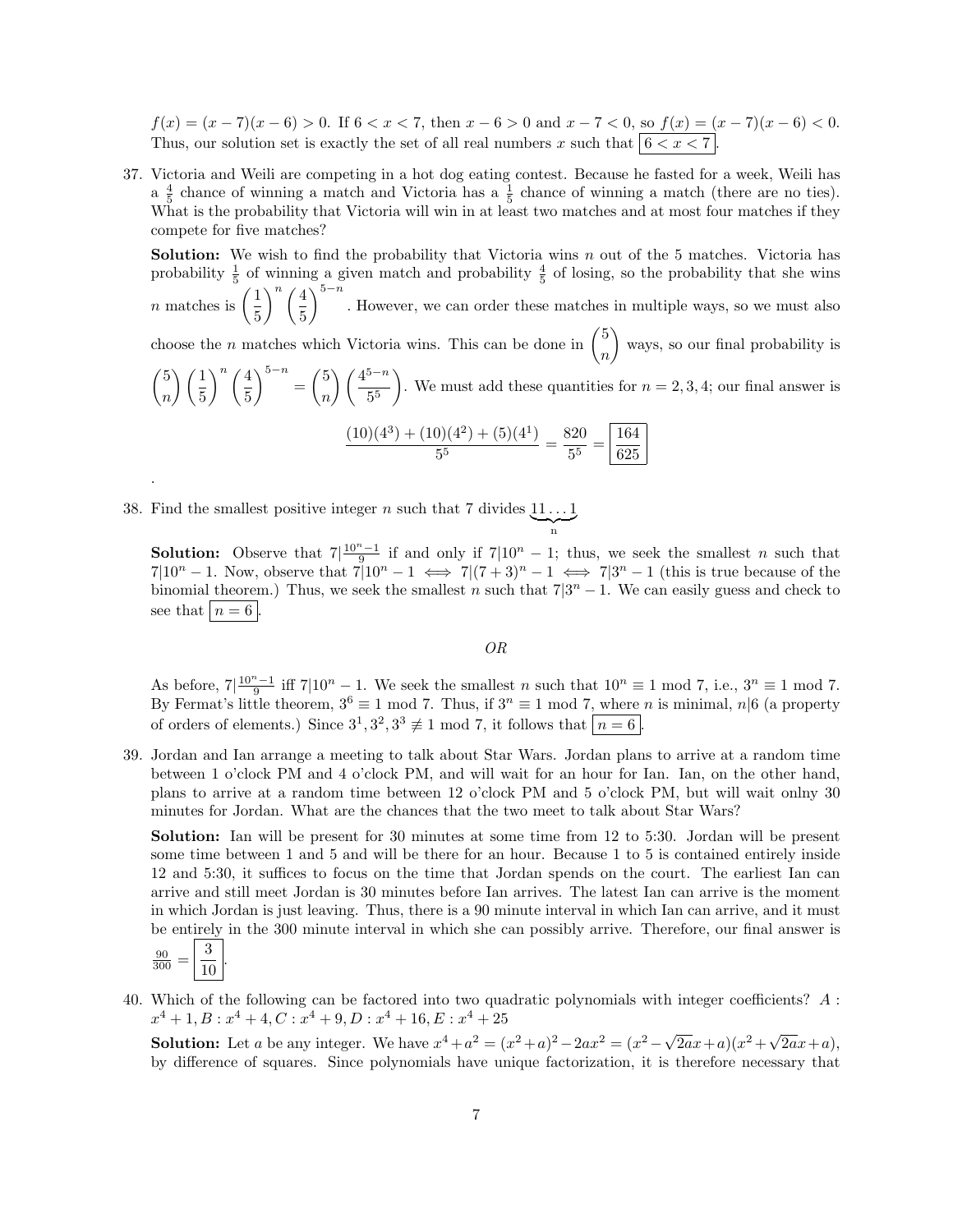$f(x) = (x-7)(x-6) > 0$. If $6 < x < 7$, then $x - 6 > 0$ and $x - 7 < 0$, so $f(x) = (x-7)(x-6) < 0$. Thus, our solution set is exactly the set of all real numbers $x$ such that $\boxed{6 < x < 7}$.

37. Victoria and Weili are competing in a hot dog eating contest. Because he fasted for a week, Weili has a $\frac{4}{5}$ chance of winning a match and Victoria has a $\frac{1}{5}$ chance of winning a match (there are no ties). What is the probability that Victoria will win in at least two matches and at most four matches if they compete for five matches?

    **Solution:** We wish to find the probability that Victoria wins $n$ out of the 5 matches. Victoria has probability $\frac{1}{5}$ of winning a given match and probability $\frac{4}{5}$ of losing, so the probability that she wins $n$ matches is $\left(\frac{1}{5}\right)^n \left(\frac{4}{5}\right)^{5-n}$. However, we can order these matches in multiple ways, so we must also choose the $n$ matches which Victoria wins. This can be done in $\binom{5}{n}$ ways, so our final probability is $\binom{5}{n}\left(\frac{1}{5}\right)^n \left(\frac{4}{5}\right)^{5-n} = \binom{5}{n}\left(\frac{4^{5-n}}{5^5}\right)$. We must add these quantities for $n = 2, 3, 4$; our final answer is

    $$\frac{(10)(4^3) + (10)(4^2) + (5)(4^1)}{5^5} = \frac{820}{5^5} = \boxed{\frac{164}{625}}$$

    .

38. Find the smallest positive integer $n$ such that 7 divides $\underbrace{11\ldots1}_{n}$

    **Solution:** Observe that $7|\frac{10^n-1}{9}$ if and only if $7|10^n - 1$; thus, we seek the smallest $n$ such that $7|10^n - 1$. Now, observe that $7|10^n - 1 \iff 7|(7+3)^n - 1 \iff 7|3^n - 1$ (this is true because of the binomial theorem.) Thus, we seek the smallest $n$ such that $7|3^n - 1$. We can easily guess and check to see that $\boxed{n = 6}$.

    *OR*

    As before, $7|\frac{10^n-1}{9}$ iff $7|10^n - 1$. We seek the smallest $n$ such that $10^n \equiv 1 \bmod 7$, i.e., $3^n \equiv 1 \bmod 7$. By Fermat's little theorem, $3^6 \equiv 1 \bmod 7$. Thus, if $3^n \equiv 1 \bmod 7$, where $n$ is minimal, $n|6$ (a property of orders of elements.) Since $3^1, 3^2, 3^3 \not\equiv 1 \bmod 7$, it follows that $\boxed{n = 6}$.

39. Jordan and Ian arrange a meeting to talk about Star Wars. Jordan plans to arrive at a random time between 1 o'clock PM and 4 o'clock PM, and will wait for an hour for Ian. Ian, on the other hand, plans to arrive at a random time between 12 o'clock PM and 5 o'clock PM, but will wait onlny 30 minutes for Jordan. What are the chances that the two meet to talk about Star Wars?

    **Solution:** Ian will be present for 30 minutes at some time from 12 to 5:30. Jordan will be present some time between 1 and 5 and will be there for an hour. Because 1 to 5 is contained entirely inside 12 and 5:30, it suffices to focus on the time that Jordan spends on the court. The earliest Ian can arrive and still meet Jordan is 30 minutes before Ian arrives. The latest Ian can arrive is the moment in which Jordan is just leaving. Thus, there is a 90 minute interval in which Ian can arrive, and it must be entirely in the 300 minute interval in which she can possibly arrive. Therefore, our final answer is $\frac{90}{300} = \boxed{\frac{3}{10}}$.

40. Which of the following can be factored into two quadratic polynomials with integer coefficients? $A$ : $x^4 + 1, B : x^4 + 4, C : x^4 + 9, D : x^4 + 16, E : x^4 + 25$

    **Solution:** Let $a$ be any integer. We have $x^4 + a^2 = (x^2 + a)^2 - 2ax^2 = (x^2 - \sqrt{2a}x + a)(x^2 + \sqrt{2a}x + a)$, by difference of squares. Since polynomials have unique factorization, it is therefore necessary that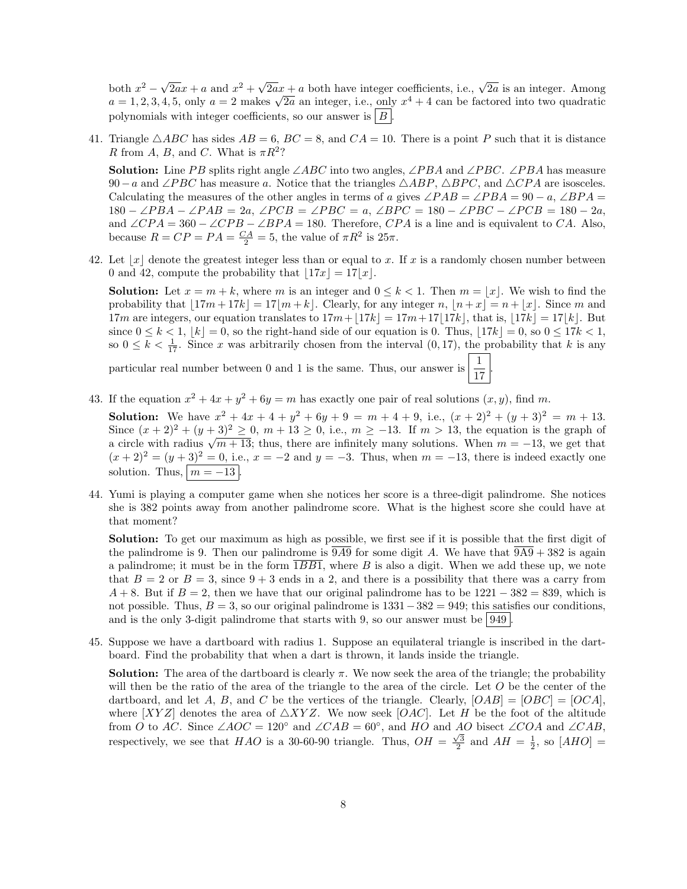both $x^2 - \sqrt{2a}x + a$ and $x^2 + \sqrt{2a}x + a$ both have integer coefficients, i.e., $\sqrt{2a}$ is an integer. Among $a = 1, 2, 3, 4, 5$, only $a = 2$ makes $\sqrt{2a}$ an integer, i.e., only $x^4 + 4$ can be factored into two quadratic polynomials with integer coefficients, so our answer is $\boxed{B}$.

41. Triangle $\triangle ABC$ has sides $AB = 6$, $BC = 8$, and $CA = 10$. There is a point $P$ such that it is distance $R$ from $A$, $B$, and $C$. What is $\pi R^2$?

    **Solution:** Line $PB$ splits right angle $\angle ABC$ into two angles, $\angle PBA$ and $\angle PBC$. $\angle PBA$ has measure $90 - a$ and $\angle PBC$ has measure $a$. Notice that the triangles $\triangle ABP$, $\triangle BPC$, and $\triangle CPA$ are isosceles. Calculating the measures of the other angles in terms of $a$ gives $\angle PAB = \angle PBA = 90 - a$, $\angle BPA = 180 - \angle PBA - \angle PAB = 2a$, $\angle PCB = \angle PBC = a$, $\angle BPC = 180 - \angle PBC - \angle PCB = 180 - 2a$, and $\angle CPA = 360 - \angle CPB - \angle BPA = 180$. Therefore, $CPA$ is a line and is equivalent to $CA$. Also, because $R = CP = PA = \frac{CA}{2} = 5$, the value of $\pi R^2$ is $25\pi$.

42. Let $\lfloor x \rfloor$ denote the greatest integer less than or equal to $x$. If $x$ is a randomly chosen number between 0 and 42, compute the probability that $\lfloor 17x \rfloor = 17\lfloor x \rfloor$.

    **Solution:** Let $x = m + k$, where $m$ is an integer and $0 \le k < 1$. Then $m = \lfloor x \rfloor$. We wish to find the probability that $\lfloor 17m + 17k \rfloor = 17\lfloor m + k \rfloor$. Clearly, for any integer $n$, $\lfloor n + x \rfloor = n + \lfloor x \rfloor$. Since $m$ and $17m$ are integers, our equation translates to $17m + \lfloor 17k \rfloor = 17m + 17\lfloor 17k \rfloor$, that is, $\lfloor 17k \rfloor = 17\lfloor k \rfloor$. But since $0 \le k < 1$, $\lfloor k \rfloor = 0$, so the right-hand side of our equation is 0. Thus, $\lfloor 17k \rfloor = 0$, so $0 \le 17k < 1$, so $0 \le k < \frac{1}{17}$. Since $x$ was arbitrarily chosen from the interval $(0, 17)$, the probability that $k$ is any particular real number between 0 and 1 is the same. Thus, our answer is $\boxed{\frac{1}{17}}$.

43. If the equation $x^2 + 4x + y^2 + 6y = m$ has exactly one pair of real solutions $(x, y)$, find $m$.

    **Solution:** We have $x^2 + 4x + 4 + y^2 + 6y + 9 = m + 4 + 9$, i.e., $(x+2)^2 + (y+3)^2 = m + 13$. Since $(x+2)^2 + (y+3)^2 \ge 0$, $m + 13 \ge 0$, i.e., $m \ge -13$. If $m > 13$, the equation is the graph of a circle with radius $\sqrt{m + 13}$; thus, there are infinitely many solutions. When $m = -13$, we get that $(x+2)^2 = (y+3)^2 = 0$, i.e., $x = -2$ and $y = -3$. Thus, when $m = -13$, there is indeed exactly one solution. Thus, $\boxed{m = -13}$.

44. Yumi is playing a computer game when she notices her score is a three-digit palindrome. She notices she is 382 points away from another palindrome score. What is the highest score she could have at that moment?

    **Solution:** To get our maximum as high as possible, we first see if it is possible that the first digit of the palindrome is 9. Then our palindrome is $\overline{9A9}$ for some digit $A$. We have that $\overline{9A9} + 382$ is again a palindrome; it must be in the form $\overline{1BB1}$, where $B$ is also a digit. When we add these up, we note that $B = 2$ or $B = 3$, since $9 + 3$ ends in a 2, and there is a possibility that there was a carry from $A + 8$. But if $B = 2$, then we have that our original palindrome has to be $1221 - 382 = 839$, which is not possible. Thus, $B = 3$, so our original palindrome is $1331 - 382 = 949$; this satisfies our conditions, and is the only 3-digit palindrome that starts with 9, so our answer must be $\boxed{949}$.

45. Suppose we have a dartboard with radius 1. Suppose an equilateral triangle is inscribed in the dartboard. Find the probability that when a dart is thrown, it lands inside the triangle.

    **Solution:** The area of the dartboard is clearly $\pi$. We now seek the area of the triangle; the probability will then be the ratio of the area of the triangle to the area of the circle. Let $O$ be the center of the dartboard, and let $A$, $B$, and $C$ be the vertices of the triangle. Clearly, $[OAB] = [OBC] = [OCA]$, where $[XYZ]$ denotes the area of $\triangle XYZ$. We now seek $[OAC]$. Let $H$ be the foot of the altitude from $O$ to $AC$. Since $\angle AOC = 120^\circ$ and $\angle CAB = 60^\circ$, and $HO$ and $AO$ bisect $\angle COA$ and $\angle CAB$, respectively, we see that $HAO$ is a 30-60-90 triangle. Thus, $OH = \frac{\sqrt{3}}{2}$ and $AH = \frac{1}{2}$, so $[AHO] =$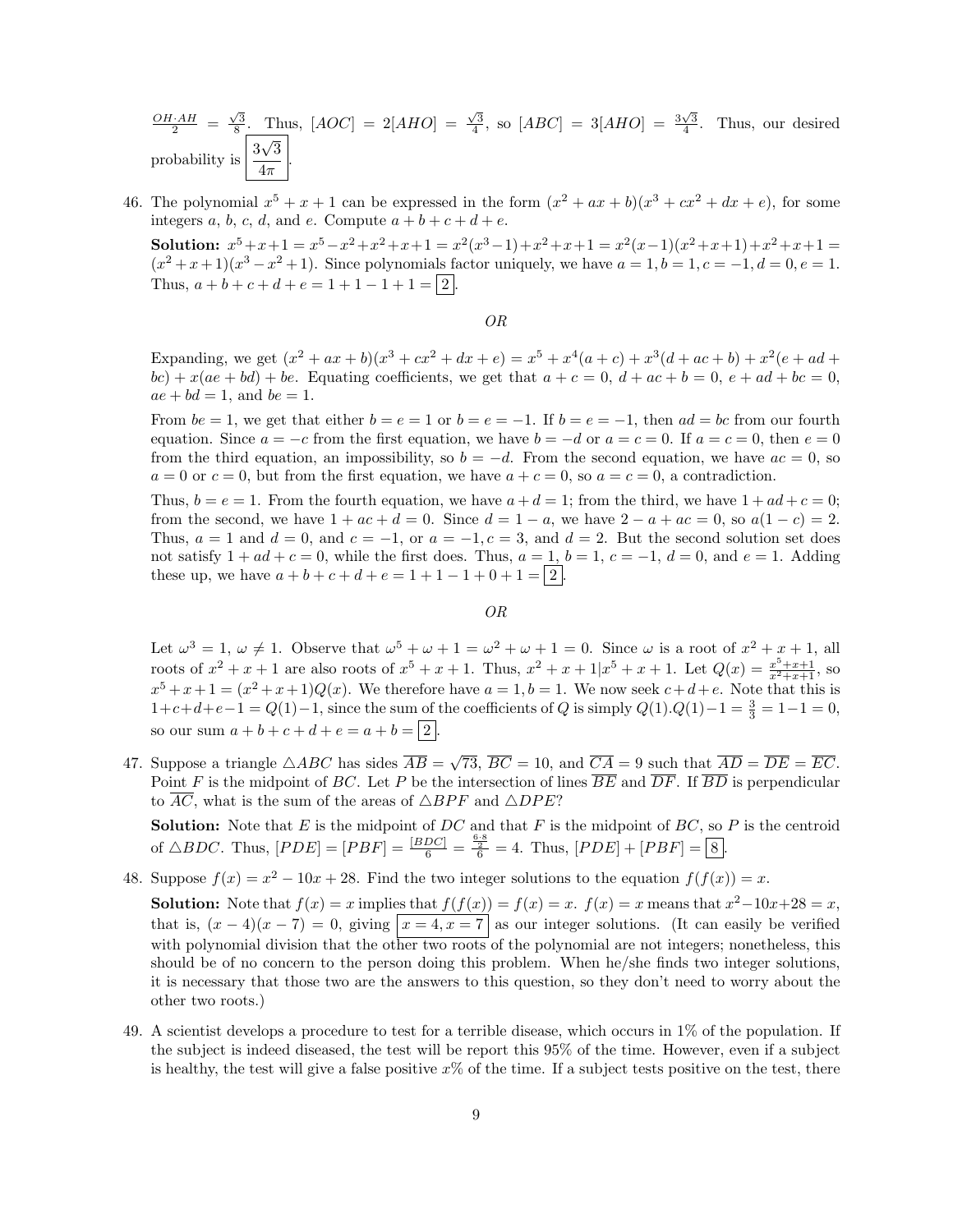$\frac{OH \cdot AH}{2} = \frac{\sqrt{3}}{8}$. Thus, $[AOC] = 2[AHO] = \frac{\sqrt{3}}{4}$, so $[ABC] = 3[AHO] = \frac{3\sqrt{3}}{4}$. Thus, our desired probability is $\boxed{\frac{3\sqrt{3}}{4\pi}}$.

46. The polynomial $x^5 + x + 1$ can be expressed in the form $(x^2 + ax + b)(x^3 + cx^2 + dx + e)$, for some integers $a$, $b$, $c$, $d$, and $e$. Compute $a + b + c + d + e$.

    **Solution:** $x^5+x+1 = x^5-x^2+x^2+x+1 = x^2(x^3-1)+x^2+x+1 = x^2(x-1)(x^2+x+1)+x^2+x+1 = (x^2+x+1)(x^3-x^2+1)$. Since polynomials factor uniquely, we have $a = 1, b = 1, c = -1, d = 0, e = 1$. Thus, $a + b + c + d + e = 1 + 1 - 1 + 1 = \boxed{2}$.

    *OR*

    Expanding, we get $(x^2 + ax + b)(x^3 + cx^2 + dx + e) = x^5 + x^4(a + c) + x^3(d + ac + b) + x^2(e + ad + bc) + x(ae + bd) + be$. Equating coefficients, we get that $a + c = 0$, $d + ac + b = 0$, $e + ad + bc = 0$, $ae + bd = 1$, and $be = 1$.

    From $be = 1$, we get that either $b = e = 1$ or $b = e = -1$. If $b = e = -1$, then $ad = bc$ from our fourth equation. Since $a = -c$ from the first equation, we have $b = -d$ or $a = c = 0$. If $a = c = 0$, then $e = 0$ from the third equation, an impossibility, so $b = -d$. From the second equation, we have $ac = 0$, so $a = 0$ or $c = 0$, but from the first equation, we have $a + c = 0$, so $a = c = 0$, a contradiction.

    Thus, $b = e = 1$. From the fourth equation, we have $a + d = 1$; from the third, we have $1 + ad + c = 0$; from the second, we have $1 + ac + d = 0$. Since $d = 1 - a$, we have $2 - a + ac = 0$, so $a(1 - c) = 2$. Thus, $a = 1$ and $d = 0$, and $c = -1$, or $a = -1, c = 3$, and $d = 2$. But the second solution set does not satisfy $1 + ad + c = 0$, while the first does. Thus, $a = 1$, $b = 1$, $c = -1$, $d = 0$, and $e = 1$. Adding these up, we have $a + b + c + d + e = 1 + 1 - 1 + 0 + 1 = \boxed{2}$.

    *OR*

    Let $\omega^3 = 1$, $\omega \neq 1$. Observe that $\omega^5 + \omega + 1 = \omega^2 + \omega + 1 = 0$. Since $\omega$ is a root of $x^2 + x + 1$, all roots of $x^2 + x + 1$ are also roots of $x^5 + x + 1$. Thus, $x^2 + x + 1 | x^5 + x + 1$. Let $Q(x) = \frac{x^5+x+1}{x^2+x+1}$, so $x^5+x+1 = (x^2+x+1)Q(x)$. We therefore have $a = 1, b = 1$. We now seek $c+d+e$. Note that this is $1+c+d+e-1 = Q(1)-1$, since the sum of the coefficients of $Q$ is simply $Q(1)$. $Q(1)-1 = \frac{3}{3} = 1-1 = 0$, so our sum $a + b + c + d + e = a + b = \boxed{2}$.

47. Suppose a triangle $\triangle ABC$ has sides $\overline{AB} = \sqrt{73}$, $\overline{BC} = 10$, and $\overline{CA} = 9$ such that $\overline{AD} = \overline{DE} = \overline{EC}$. Point $F$ is the midpoint of $BC$. Let $P$ be the intersection of lines $\overline{BE}$ and $\overline{DF}$. If $\overline{BD}$ is perpendicular to $\overline{AC}$, what is the sum of the areas of $\triangle BPF$ and $\triangle DPE$?

    **Solution:** Note that $E$ is the midpoint of $DC$ and that $F$ is the midpoint of $BC$, so $P$ is the centroid of $\triangle BDC$. Thus, $[PDE] = [PBF] = \frac{[BDC]}{6} = \frac{\frac{6 \cdot 8}{2}}{6} = 4$. Thus, $[PDE] + [PBF] = \boxed{8}$.

48. Suppose $f(x) = x^2 - 10x + 28$. Find the two integer solutions to the equation $f(f(x)) = x$.

    **Solution:** Note that $f(x) = x$ implies that $f(f(x)) = f(x) = x$. $f(x) = x$ means that $x^2-10x+28 = x$, that is, $(x - 4)(x - 7) = 0$, giving $\boxed{x = 4, x = 7}$ as our integer solutions. (It can easily be verified with polynomial division that the other two roots of the polynomial are not integers; nonetheless, this should be of no concern to the person doing this problem. When he/she finds two integer solutions, it is necessary that those two are the answers to this question, so they don't need to worry about the other two roots.)

49. A scientist develops a procedure to test for a terrible disease, which occurs in 1% of the population. If the subject is indeed diseased, the test will be report this 95% of the time. However, even if a subject is healthy, the test will give a false positive $x$% of the time. If a subject tests positive on the test, there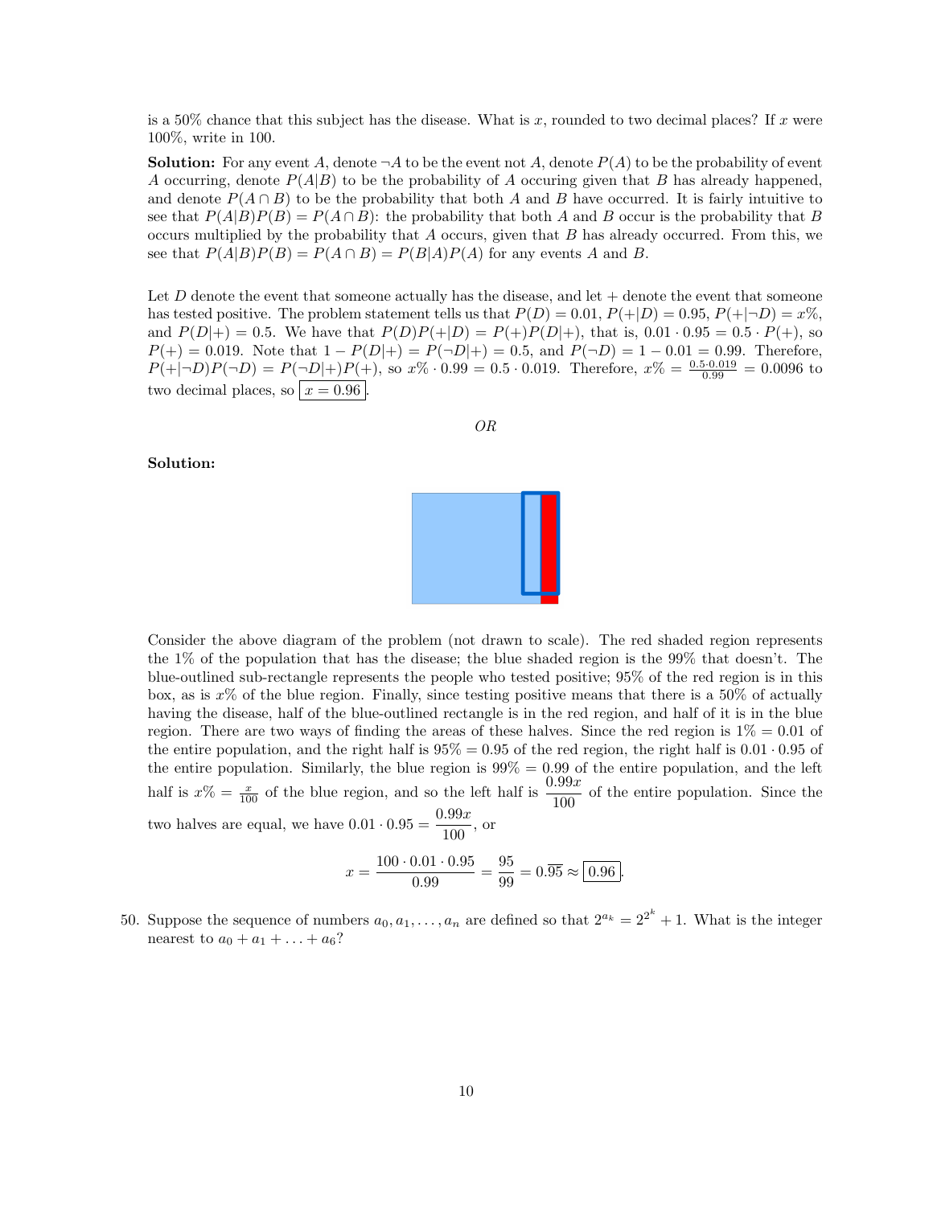is a 50% chance that this subject has the disease. What is $x$, rounded to two decimal places? If $x$ were 100%, write in 100.

**Solution:** For any event $A$, denote $\neg A$ to be the event not $A$, denote $P(A)$ to be the probability of event $A$ occurring, denote $P(A|B)$ to be the probability of $A$ occuring given that $B$ has already happened, and denote $P(A \cap B)$ to be the probability that both $A$ and $B$ have occurred. It is fairly intuitive to see that $P(A|B)P(B) = P(A \cap B)$: the probability that both $A$ and $B$ occur is the probability that $B$ occurs multiplied by the probability that $A$ occurs, given that $B$ has already occurred. From this, we see that $P(A|B)P(B) = P(A \cap B) = P(B|A)P(A)$ for any events $A$ and $B$.

Let $D$ denote the event that someone actually has the disease, and let $+$ denote the event that someone has tested positive. The problem statement tells us that $P(D) = 0.01$, $P(+|D) = 0.95$, $P(+|\neg D) = x\%$, and $P(D|+) = 0.5$. We have that $P(D)P(+|D) = P(+)P(D|+)$, that is, $0.01 \cdot 0.95 = 0.5 \cdot P(+)$, so $P(+) = 0.019$. Note that $1 - P(D|+) = P(\neg D|+) = 0.5$, and $P(\neg D) = 1 - 0.01 = 0.99$. Therefore, $P(+|\neg D)P(\neg D) = P(\neg D|+)P(+)$, so $x\% \cdot 0.99 = 0.5 \cdot 0.019$. Therefore, $x\% = \frac{0.5 \cdot 0.019}{0.99} = 0.0096$ to two decimal places, so $\boxed{x = 0.96}$.

*OR*

**Solution:**

Consider the above diagram of the problem (not drawn to scale). The red shaded region represents the 1% of the population that has the disease; the blue shaded region is the 99% that doesn't. The blue-outlined sub-rectangle represents the people who tested positive; 95% of the red region is in this box, as is $x\%$ of the blue region. Finally, since testing positive means that there is a 50% of actually having the disease, half of the blue-outlined rectangle is in the red region, and half of it is in the blue region. There are two ways of finding the areas of these halves. Since the red region is $1\% = 0.01$ of the entire population, and the right half is $95\% = 0.95$ of the red region, the right half is $0.01 \cdot 0.95$ of the entire population. Similarly, the blue region is $99\% = 0.99$ of the entire population, and the left half is $x\% = \frac{x}{100}$ of the blue region, and so the left half is $\dfrac{0.99x}{100}$ of the entire population. Since the two halves are equal, we have $0.01 \cdot 0.95 = \dfrac{0.99x}{100}$, or

$$x = \frac{100 \cdot 0.01 \cdot 0.95}{0.99} = \frac{95}{99} = 0.\overline{95} \approx \boxed{0.96}.$$

50. Suppose the sequence of numbers $a_0, a_1, \ldots, a_n$ are defined so that $2^{a_k} = 2^{2^k} + 1$. What is the integer nearest to $a_0 + a_1 + \ldots + a_6$?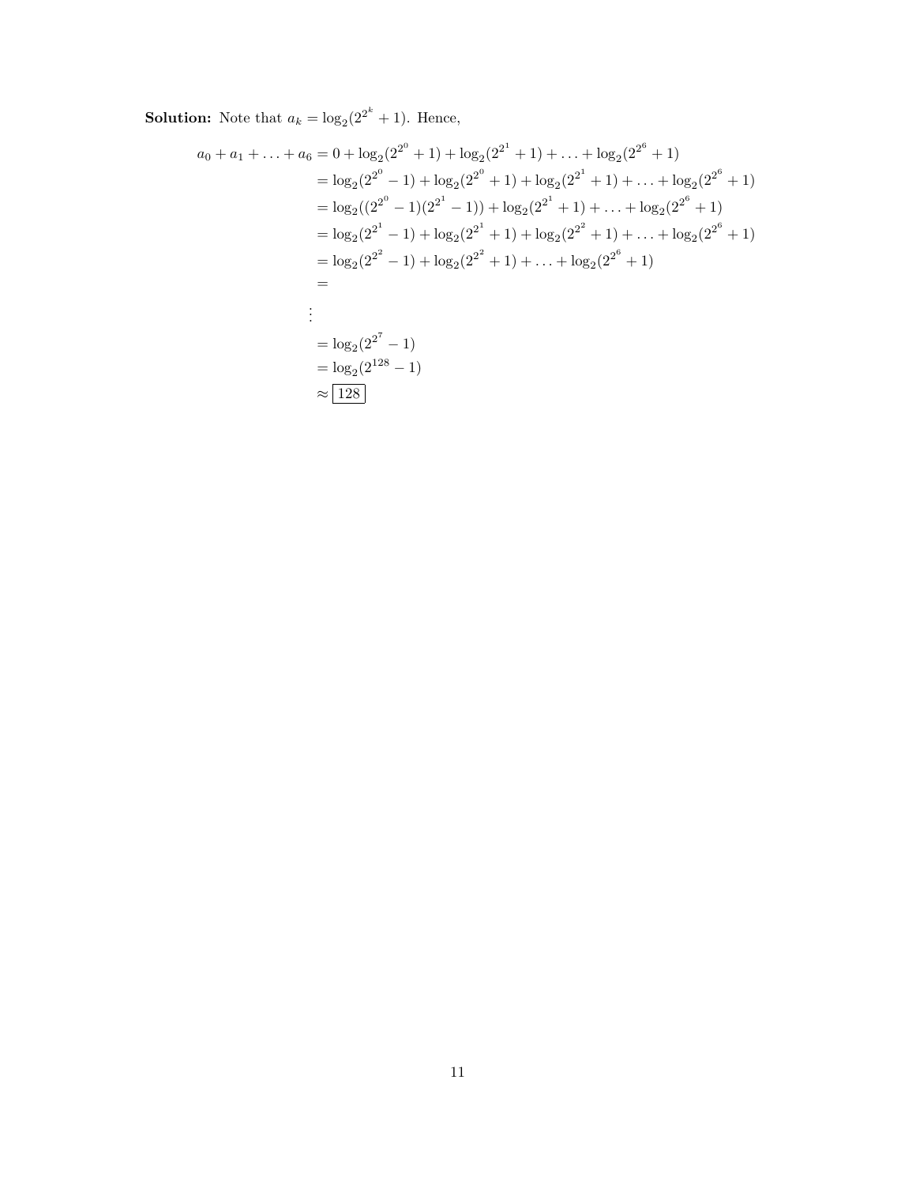**Solution:** Note that $a_k = \log_2(2^{2^k} + 1)$. Hence,

$$
\begin{aligned}
a_0 + a_1 + \ldots + a_6 &= 0 + \log_2(2^{2^0} + 1) + \log_2(2^{2^1} + 1) + \ldots + \log_2(2^{2^6} + 1) \\
&= \log_2(2^{2^0} - 1) + \log_2(2^{2^0} + 1) + \log_2(2^{2^1} + 1) + \ldots + \log_2(2^{2^6} + 1) \\
&= \log_2((2^{2^0} - 1)(2^{2^1} - 1)) + \log_2(2^{2^1} + 1) + \ldots + \log_2(2^{2^6} + 1) \\
&= \log_2(2^{2^1} - 1) + \log_2(2^{2^1} + 1) + \log_2(2^{2^2} + 1) + \ldots + \log_2(2^{2^6} + 1) \\
&= \log_2(2^{2^2} - 1) + \log_2(2^{2^2} + 1) + \ldots + \log_2(2^{2^6} + 1) \\
&= \\
&\vdots \\
&= \log_2(2^{2^7} - 1) \\
&= \log_2(2^{128} - 1) \\
&\approx \boxed{128}
\end{aligned}
$$